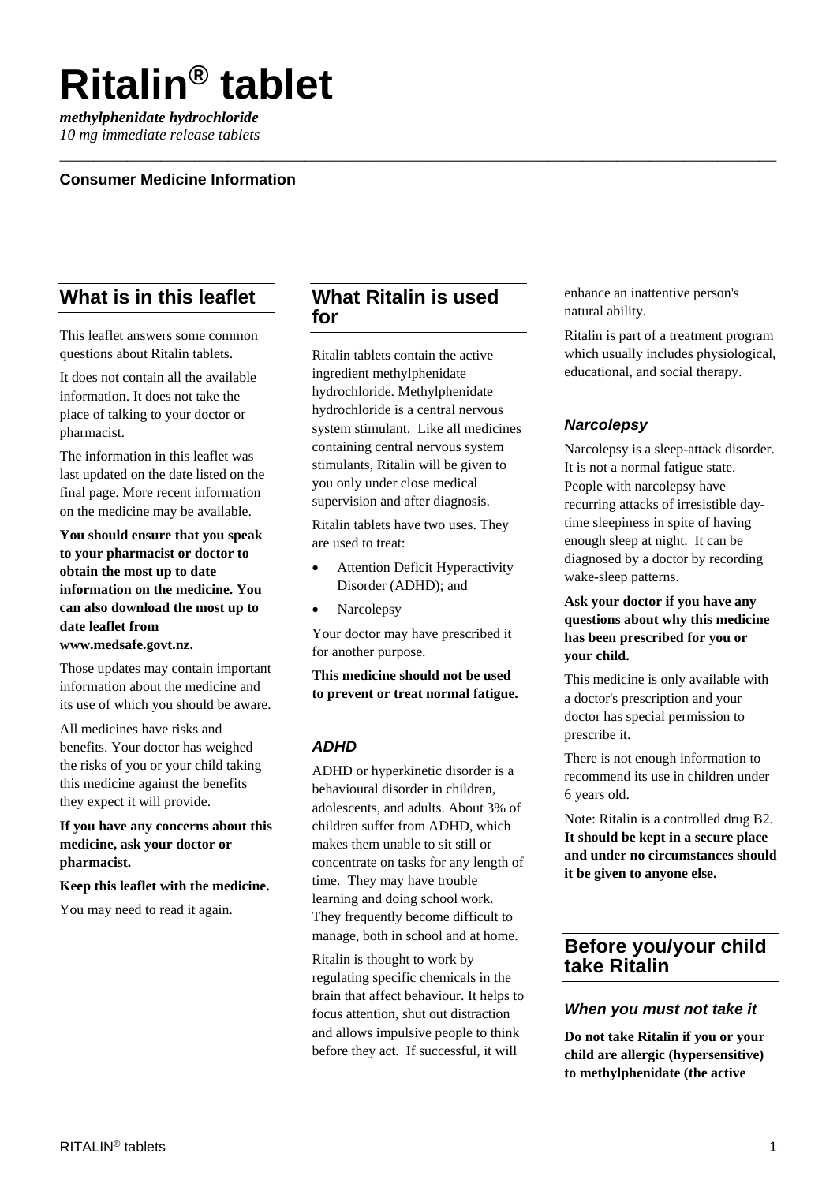# Ritalin® tablet

***methylphenidate hydrochloride***
*10 mg immediate release tablets*

**Consumer Medicine Information**

## What is in this leaflet

This leaflet answers some common questions about Ritalin tablets.

It does not contain all the available information. It does not take the place of talking to your doctor or pharmacist.

The information in this leaflet was last updated on the date listed on the final page. More recent information on the medicine may be available.

**You should ensure that you speak to your pharmacist or doctor to obtain the most up to date information on the medicine. You can also download the most up to date leaflet from www.medsafe.govt.nz.**

Those updates may contain important information about the medicine and its use of which you should be aware.

All medicines have risks and benefits. Your doctor has weighed the risks of you or your child taking this medicine against the benefits they expect it will provide.

**If you have any concerns about this medicine, ask your doctor or pharmacist.**

**Keep this leaflet with the medicine.**

You may need to read it again.

## What Ritalin is used for

Ritalin tablets contain the active ingredient methylphenidate hydrochloride. Methylphenidate hydrochloride is a central nervous system stimulant. Like all medicines containing central nervous system stimulants, Ritalin will be given to you only under close medical supervision and after diagnosis.

Ritalin tablets have two uses. They are used to treat:

- Attention Deficit Hyperactivity Disorder (ADHD); and
- Narcolepsy

Your doctor may have prescribed it for another purpose.

**This medicine should not be used to prevent or treat normal fatigue.**

### *ADHD*

ADHD or hyperkinetic disorder is a behavioural disorder in children, adolescents, and adults. About 3% of children suffer from ADHD, which makes them unable to sit still or concentrate on tasks for any length of time. They may have trouble learning and doing school work. They frequently become difficult to manage, both in school and at home.

Ritalin is thought to work by regulating specific chemicals in the brain that affect behaviour. It helps to focus attention, shut out distraction and allows impulsive people to think before they act. If successful, it will enhance an inattentive person's natural ability.

Ritalin is part of a treatment program which usually includes physiological, educational, and social therapy.

### *Narcolepsy*

Narcolepsy is a sleep-attack disorder. It is not a normal fatigue state. People with narcolepsy have recurring attacks of irresistible day-time sleepiness in spite of having enough sleep at night. It can be diagnosed by a doctor by recording wake-sleep patterns.

**Ask your doctor if you have any questions about why this medicine has been prescribed for you or your child.**

This medicine is only available with a doctor's prescription and your doctor has special permission to prescribe it.

There is not enough information to recommend its use in children under 6 years old.

Note: Ritalin is a controlled drug B2. **It should be kept in a secure place and under no circumstances should it be given to anyone else.**

## Before you/your child take Ritalin

### *When you must not take it*

**Do not take Ritalin if you or your child are allergic (hypersensitive) to methylphenidate (the active**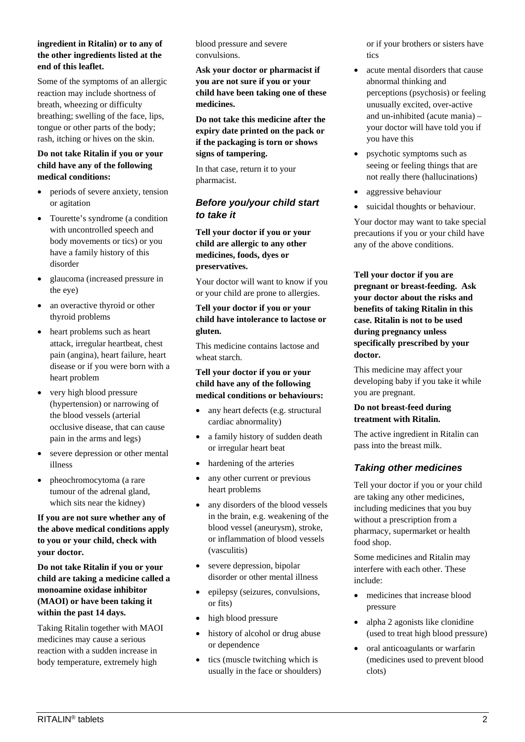**ingredient in Ritalin) or to any of the other ingredients listed at the end of this leaflet.**

Some of the symptoms of an allergic reaction may include shortness of breath, wheezing or difficulty breathing; swelling of the face, lips, tongue or other parts of the body; rash, itching or hives on the skin.

**Do not take Ritalin if you or your child have any of the following medical conditions:**

- periods of severe anxiety, tension or agitation
- Tourette's syndrome (a condition with uncontrolled speech and body movements or tics) or you have a family history of this disorder
- glaucoma (increased pressure in the eye)
- an overactive thyroid or other thyroid problems
- heart problems such as heart attack, irregular heartbeat, chest pain (angina), heart failure, heart disease or if you were born with a heart problem
- very high blood pressure (hypertension) or narrowing of the blood vessels (arterial occlusive disease, that can cause pain in the arms and legs)
- severe depression or other mental illness
- pheochromocytoma (a rare tumour of the adrenal gland, which sits near the kidney)

**If you are not sure whether any of the above medical conditions apply to you or your child, check with your doctor.**

**Do not take Ritalin if you or your child are taking a medicine called a monoamine oxidase inhibitor (MAOI) or have been taking it within the past 14 days.**

Taking Ritalin together with MAOI medicines may cause a serious reaction with a sudden increase in body temperature, extremely high blood pressure and severe convulsions.

**Ask your doctor or pharmacist if you are not sure if you or your child have been taking one of these medicines.**

**Do not take this medicine after the expiry date printed on the pack or if the packaging is torn or shows signs of tampering.**

In that case, return it to your pharmacist.

### *Before you/your child start to take it*

**Tell your doctor if you or your child are allergic to any other medicines, foods, dyes or preservatives.**

Your doctor will want to know if you or your child are prone to allergies.

**Tell your doctor if you or your child have intolerance to lactose or gluten.**

This medicine contains lactose and wheat starch.

**Tell your doctor if you or your child have any of the following medical conditions or behaviours:**

- any heart defects (e.g. structural cardiac abnormality)
- a family history of sudden death or irregular heart beat
- hardening of the arteries
- any other current or previous heart problems
- any disorders of the blood vessels in the brain, e.g. weakening of the blood vessel (aneurysm), stroke, or inflammation of blood vessels (vasculitis)
- severe depression, bipolar disorder or other mental illness
- epilepsy (seizures, convulsions, or fits)
- high blood pressure
- history of alcohol or drug abuse or dependence
- tics (muscle twitching which is usually in the face or shoulders) or if your brothers or sisters have tics
- acute mental disorders that cause abnormal thinking and perceptions (psychosis) or feeling unusually excited, over-active and un-inhibited (acute mania) – your doctor will have told you if you have this
- psychotic symptoms such as seeing or feeling things that are not really there (hallucinations)
- aggressive behaviour
- suicidal thoughts or behaviour.

Your doctor may want to take special precautions if you or your child have any of the above conditions.

**Tell your doctor if you are pregnant or breast-feeding. Ask your doctor about the risks and benefits of taking Ritalin in this case. Ritalin is not to be used during pregnancy unless specifically prescribed by your doctor.**

This medicine may affect your developing baby if you take it while you are pregnant.

**Do not breast-feed during treatment with Ritalin.**

The active ingredient in Ritalin can pass into the breast milk.

### *Taking other medicines*

Tell your doctor if you or your child are taking any other medicines, including medicines that you buy without a prescription from a pharmacy, supermarket or health food shop.

Some medicines and Ritalin may interfere with each other. These include:

- medicines that increase blood pressure
- alpha 2 agonists like clonidine (used to treat high blood pressure)
- oral anticoagulants or warfarin (medicines used to prevent blood clots)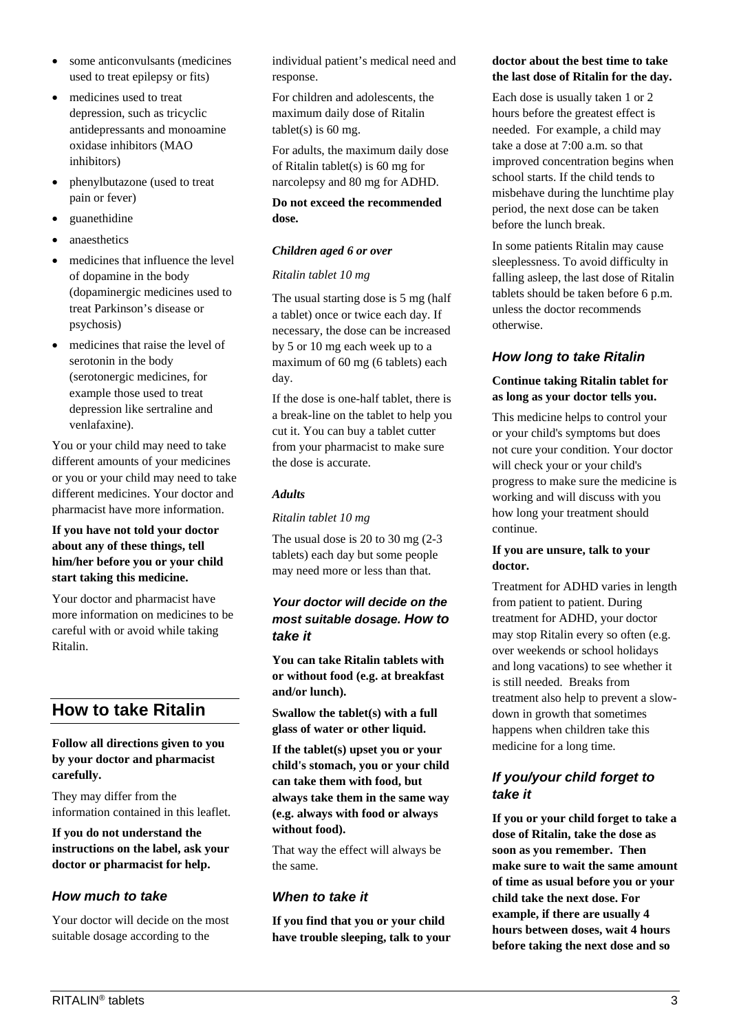- some anticonvulsants (medicines used to treat epilepsy or fits)
- medicines used to treat depression, such as tricyclic antidepressants and monoamine oxidase inhibitors (MAO inhibitors)
- phenylbutazone (used to treat pain or fever)
- guanethidine
- anaesthetics
- medicines that influence the level of dopamine in the body (dopaminergic medicines used to treat Parkinson's disease or psychosis)
- medicines that raise the level of serotonin in the body (serotonergic medicines, for example those used to treat depression like sertraline and venlafaxine).

You or your child may need to take different amounts of your medicines or you or your child may need to take different medicines. Your doctor and pharmacist have more information.

**If you have not told your doctor about any of these things, tell him/her before you or your child start taking this medicine.**

Your doctor and pharmacist have more information on medicines to be careful with or avoid while taking Ritalin.

## How to take Ritalin

**Follow all directions given to you by your doctor and pharmacist carefully.**

They may differ from the information contained in this leaflet.

**If you do not understand the instructions on the label, ask your doctor or pharmacist for help.**

### How much to take

Your doctor will decide on the most suitable dosage according to the individual patient's medical need and response.

For children and adolescents, the maximum daily dose of Ritalin tablet(s) is 60 mg.

For adults, the maximum daily dose of Ritalin tablet(s) is 60 mg for narcolepsy and 80 mg for ADHD.

**Do not exceed the recommended dose.**

***Children aged 6 or over***

*Ritalin tablet 10 mg*

The usual starting dose is 5 mg (half a tablet) once or twice each day. If necessary, the dose can be increased by 5 or 10 mg each week up to a maximum of 60 mg (6 tablets) each day.

If the dose is one-half tablet, there is a break-line on the tablet to help you cut it. You can buy a tablet cutter from your pharmacist to make sure the dose is accurate.

***Adults***

*Ritalin tablet 10 mg*

The usual dose is 20 to 30 mg (2-3 tablets) each day but some people may need more or less than that.

### Your doctor will decide on the most suitable dosage. How to take it

**You can take Ritalin tablets with or without food (e.g. at breakfast and/or lunch).**

**Swallow the tablet(s) with a full glass of water or other liquid.**

**If the tablet(s) upset you or your child's stomach, you or your child can take them with food, but always take them in the same way (e.g. always with food or always without food).**

That way the effect will always be the same.

### When to take it

**If you find that you or your child have trouble sleeping, talk to your doctor about the best time to take the last dose of Ritalin for the day.**

Each dose is usually taken 1 or 2 hours before the greatest effect is needed. For example, a child may take a dose at 7:00 a.m. so that improved concentration begins when school starts. If the child tends to misbehave during the lunchtime play period, the next dose can be taken before the lunch break.

In some patients Ritalin may cause sleeplessness. To avoid difficulty in falling asleep, the last dose of Ritalin tablets should be taken before 6 p.m. unless the doctor recommends otherwise.

### How long to take Ritalin

**Continue taking Ritalin tablet for as long as your doctor tells you.**

This medicine helps to control your or your child's symptoms but does not cure your condition. Your doctor will check your or your child's progress to make sure the medicine is working and will discuss with you how long your treatment should continue.

**If you are unsure, talk to your doctor.**

Treatment for ADHD varies in length from patient to patient. During treatment for ADHD, your doctor may stop Ritalin every so often (e.g. over weekends or school holidays and long vacations) to see whether it is still needed. Breaks from treatment also help to prevent a slow-down in growth that sometimes happens when children take this medicine for a long time.

### If you/your child forget to take it

**If you or your child forget to take a dose of Ritalin, take the dose as soon as you remember. Then make sure to wait the same amount of time as usual before you or your child take the next dose. For example, if there are usually 4 hours between doses, wait 4 hours before taking the next dose and so**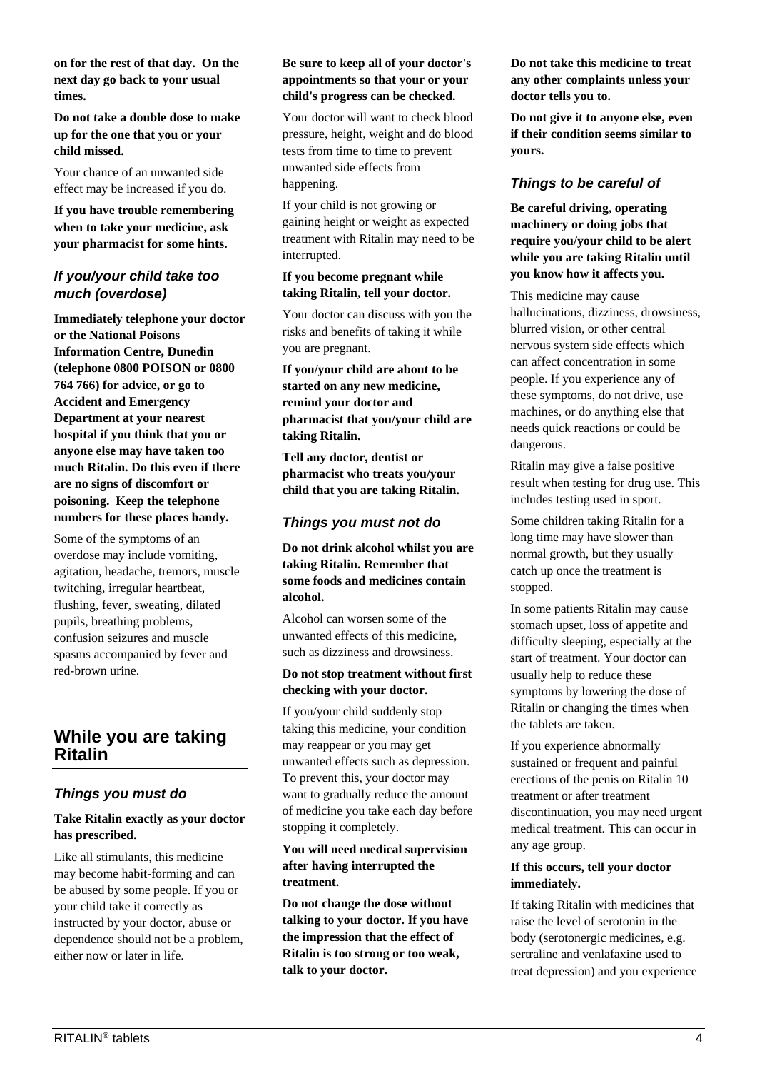**on for the rest of that day. On the next day go back to your usual times.**

**Do not take a double dose to make up for the one that you or your child missed.**

Your chance of an unwanted side effect may be increased if you do.

**If you have trouble remembering when to take your medicine, ask your pharmacist for some hints.**

### *If you/your child take too much (overdose)*

**Immediately telephone your doctor or the National Poisons Information Centre, Dunedin (telephone 0800 POISON or 0800 764 766) for advice, or go to Accident and Emergency Department at your nearest hospital if you think that you or anyone else may have taken too much Ritalin. Do this even if there are no signs of discomfort or poisoning. Keep the telephone numbers for these places handy.**

Some of the symptoms of an overdose may include vomiting, agitation, headache, tremors, muscle twitching, irregular heartbeat, flushing, fever, sweating, dilated pupils, breathing problems, confusion seizures and muscle spasms accompanied by fever and red-brown urine.

## While you are taking Ritalin

### *Things you must do*

**Take Ritalin exactly as your doctor has prescribed.**

Like all stimulants, this medicine may become habit-forming and can be abused by some people. If you or your child take it correctly as instructed by your doctor, abuse or dependence should not be a problem, either now or later in life.

**Be sure to keep all of your doctor's appointments so that your or your child's progress can be checked.**

Your doctor will want to check blood pressure, height, weight and do blood tests from time to time to prevent unwanted side effects from happening.

If your child is not growing or gaining height or weight as expected treatment with Ritalin may need to be interrupted.

**If you become pregnant while taking Ritalin, tell your doctor.**

Your doctor can discuss with you the risks and benefits of taking it while you are pregnant.

**If you/your child are about to be started on any new medicine, remind your doctor and pharmacist that you/your child are taking Ritalin.**

**Tell any doctor, dentist or pharmacist who treats you/your child that you are taking Ritalin.**

### *Things you must not do*

**Do not drink alcohol whilst you are taking Ritalin. Remember that some foods and medicines contain alcohol.**

Alcohol can worsen some of the unwanted effects of this medicine, such as dizziness and drowsiness.

**Do not stop treatment without first checking with your doctor.**

If you/your child suddenly stop taking this medicine, your condition may reappear or you may get unwanted effects such as depression. To prevent this, your doctor may want to gradually reduce the amount of medicine you take each day before stopping it completely.

**You will need medical supervision after having interrupted the treatment.**

**Do not change the dose without talking to your doctor. If you have the impression that the effect of Ritalin is too strong or too weak, talk to your doctor.**

**Do not take this medicine to treat any other complaints unless your doctor tells you to.**

**Do not give it to anyone else, even if their condition seems similar to yours.**

### *Things to be careful of*

**Be careful driving, operating machinery or doing jobs that require you/your child to be alert while you are taking Ritalin until you know how it affects you.**

This medicine may cause hallucinations, dizziness, drowsiness, blurred vision, or other central nervous system side effects which can affect concentration in some people. If you experience any of these symptoms, do not drive, use machines, or do anything else that needs quick reactions or could be dangerous.

Ritalin may give a false positive result when testing for drug use. This includes testing used in sport.

Some children taking Ritalin for a long time may have slower than normal growth, but they usually catch up once the treatment is stopped.

In some patients Ritalin may cause stomach upset, loss of appetite and difficulty sleeping, especially at the start of treatment. Your doctor can usually help to reduce these symptoms by lowering the dose of Ritalin or changing the times when the tablets are taken.

If you experience abnormally sustained or frequent and painful erections of the penis on Ritalin 10 treatment or after treatment discontinuation, you may need urgent medical treatment. This can occur in any age group.

**If this occurs, tell your doctor immediately.**

If taking Ritalin with medicines that raise the level of serotonin in the body (serotonergic medicines, e.g. sertraline and venlafaxine used to treat depression) and you experience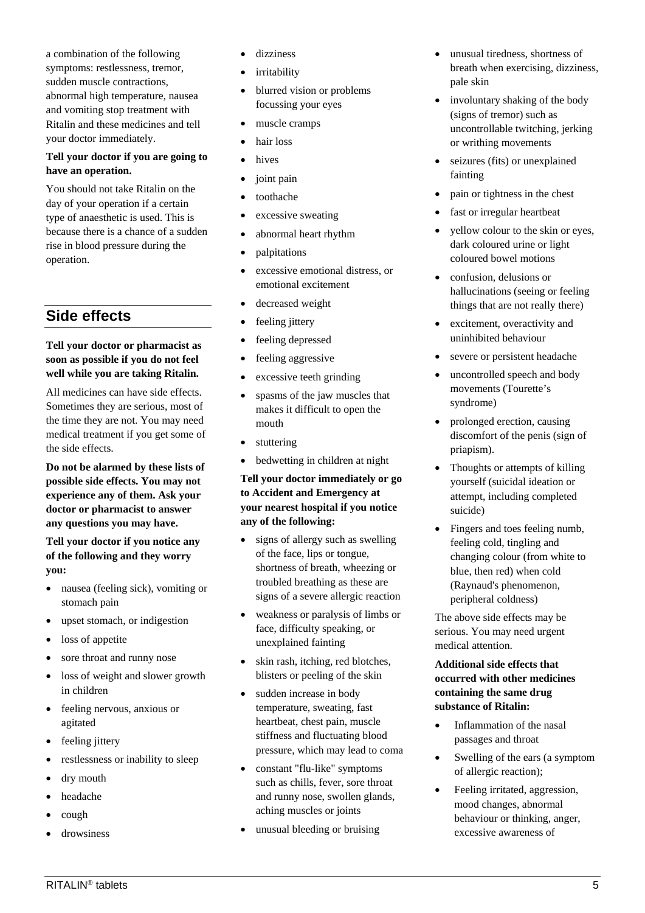a combination of the following symptoms: restlessness, tremor, sudden muscle contractions, abnormal high temperature, nausea and vomiting stop treatment with Ritalin and these medicines and tell your doctor immediately.

**Tell your doctor if you are going to have an operation.**

You should not take Ritalin on the day of your operation if a certain type of anaesthetic is used. This is because there is a chance of a sudden rise in blood pressure during the operation.

## Side effects

**Tell your doctor or pharmacist as soon as possible if you do not feel well while you are taking Ritalin.**

All medicines can have side effects. Sometimes they are serious, most of the time they are not. You may need medical treatment if you get some of the side effects.

**Do not be alarmed by these lists of possible side effects. You may not experience any of them. Ask your doctor or pharmacist to answer any questions you may have.**

**Tell your doctor if you notice any of the following and they worry you:**

- nausea (feeling sick), vomiting or stomach pain
- upset stomach, or indigestion
- loss of appetite
- sore throat and runny nose
- loss of weight and slower growth in children
- feeling nervous, anxious or agitated
- feeling jittery
- restlessness or inability to sleep
- dry mouth
- headache
- cough
- drowsiness
- dizziness
- irritability
- blurred vision or problems focussing your eyes
- muscle cramps
- hair loss
- hives
- joint pain
- toothache
- excessive sweating
- abnormal heart rhythm
- palpitations
- excessive emotional distress, or emotional excitement
- decreased weight
- feeling jittery
- feeling depressed
- feeling aggressive
- excessive teeth grinding
- spasms of the jaw muscles that makes it difficult to open the mouth
- stuttering
- bedwetting in children at night

**Tell your doctor immediately or go to Accident and Emergency at your nearest hospital if you notice any of the following:**

- signs of allergy such as swelling of the face, lips or tongue, shortness of breath, wheezing or troubled breathing as these are signs of a severe allergic reaction
- weakness or paralysis of limbs or face, difficulty speaking, or unexplained fainting
- skin rash, itching, red blotches, blisters or peeling of the skin
- sudden increase in body temperature, sweating, fast heartbeat, chest pain, muscle stiffness and fluctuating blood pressure, which may lead to coma
- constant "flu-like" symptoms such as chills, fever, sore throat and runny nose, swollen glands, aching muscles or joints
- unusual bleeding or bruising
- unusual tiredness, shortness of breath when exercising, dizziness, pale skin
- involuntary shaking of the body (signs of tremor) such as uncontrollable twitching, jerking or writhing movements
- seizures (fits) or unexplained fainting
- pain or tightness in the chest
- fast or irregular heartbeat
- yellow colour to the skin or eyes, dark coloured urine or light coloured bowel motions
- confusion, delusions or hallucinations (seeing or feeling things that are not really there)
- excitement, overactivity and uninhibited behaviour
- severe or persistent headache
- uncontrolled speech and body movements (Tourette's syndrome)
- prolonged erection, causing discomfort of the penis (sign of priapism).
- Thoughts or attempts of killing yourself (suicidal ideation or attempt, including completed suicide)
- Fingers and toes feeling numb, feeling cold, tingling and changing colour (from white to blue, then red) when cold (Raynaud's phenomenon, peripheral coldness)

The above side effects may be serious. You may need urgent medical attention.

**Additional side effects that occurred with other medicines containing the same drug substance of Ritalin:**

- Inflammation of the nasal passages and throat
- Swelling of the ears (a symptom of allergic reaction);
- Feeling irritated, aggression, mood changes, abnormal behaviour or thinking, anger, excessive awareness of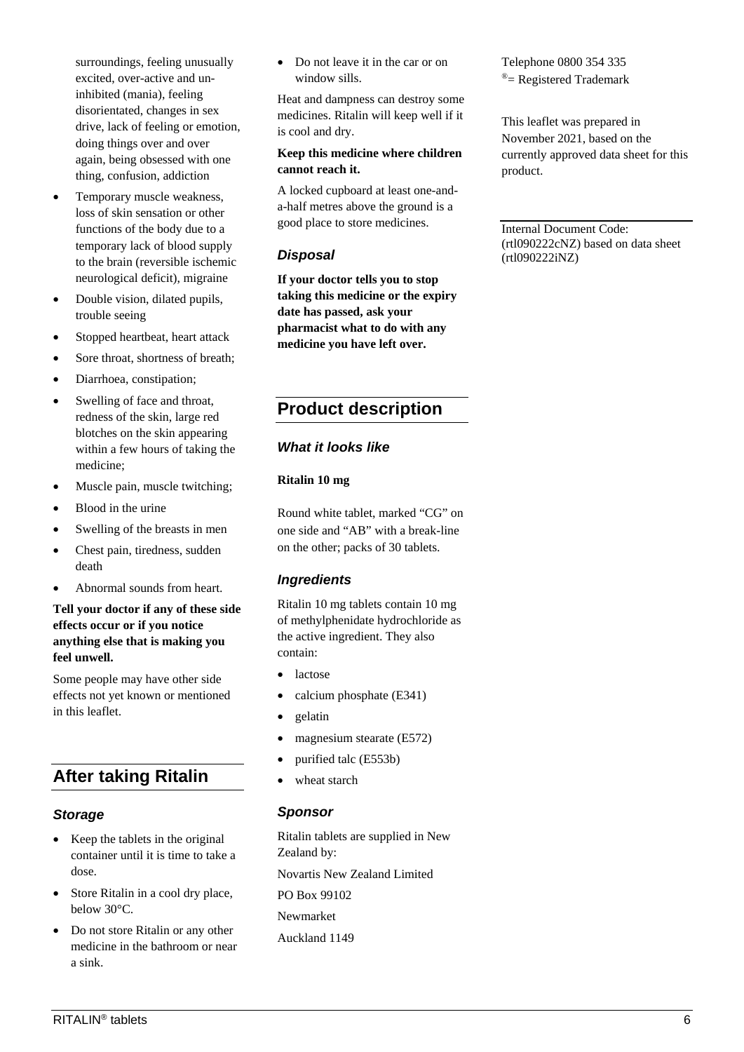surroundings, feeling unusually excited, over-active and un-inhibited (mania), feeling disorientated, changes in sex drive, lack of feeling or emotion, doing things over and over again, being obsessed with one thing, confusion, addiction

- Temporary muscle weakness, loss of skin sensation or other functions of the body due to a temporary lack of blood supply to the brain (reversible ischemic neurological deficit), migraine
- Double vision, dilated pupils, trouble seeing
- Stopped heartbeat, heart attack
- Sore throat, shortness of breath;
- Diarrhoea, constipation;
- Swelling of face and throat, redness of the skin, large red blotches on the skin appearing within a few hours of taking the medicine;
- Muscle pain, muscle twitching;
- Blood in the urine
- Swelling of the breasts in men
- Chest pain, tiredness, sudden death
- Abnormal sounds from heart.

**Tell your doctor if any of these side effects occur or if you notice anything else that is making you feel unwell.**

Some people may have other side effects not yet known or mentioned in this leaflet.

## After taking Ritalin

### *Storage*

- Keep the tablets in the original container until it is time to take a dose.
- Store Ritalin in a cool dry place, below 30°C.
- Do not store Ritalin or any other medicine in the bathroom or near a sink.
- Do not leave it in the car or on window sills.

Heat and dampness can destroy some medicines. Ritalin will keep well if it is cool and dry.

**Keep this medicine where children cannot reach it.**

A locked cupboard at least one-and-a-half metres above the ground is a good place to store medicines.

### *Disposal*

**If your doctor tells you to stop taking this medicine or the expiry date has passed, ask your pharmacist what to do with any medicine you have left over.**

## Product description

### *What it looks like*

**Ritalin 10 mg**

Round white tablet, marked "CG" on one side and "AB" with a break-line on the other; packs of 30 tablets.

### *Ingredients*

Ritalin 10 mg tablets contain 10 mg of methylphenidate hydrochloride as the active ingredient. They also contain:

- lactose
- calcium phosphate (E341)
- gelatin
- magnesium stearate (E572)
- purified talc (E553b)
- wheat starch

### *Sponsor*

Ritalin tablets are supplied in New Zealand by:

Novartis New Zealand Limited

PO Box 99102

Newmarket

Auckland 1149

Telephone 0800 354 335

® = Registered Trademark

This leaflet was prepared in November 2021, based on the currently approved data sheet for this product.

Internal Document Code: (rtl090222cNZ) based on data sheet (rtl090222iNZ)